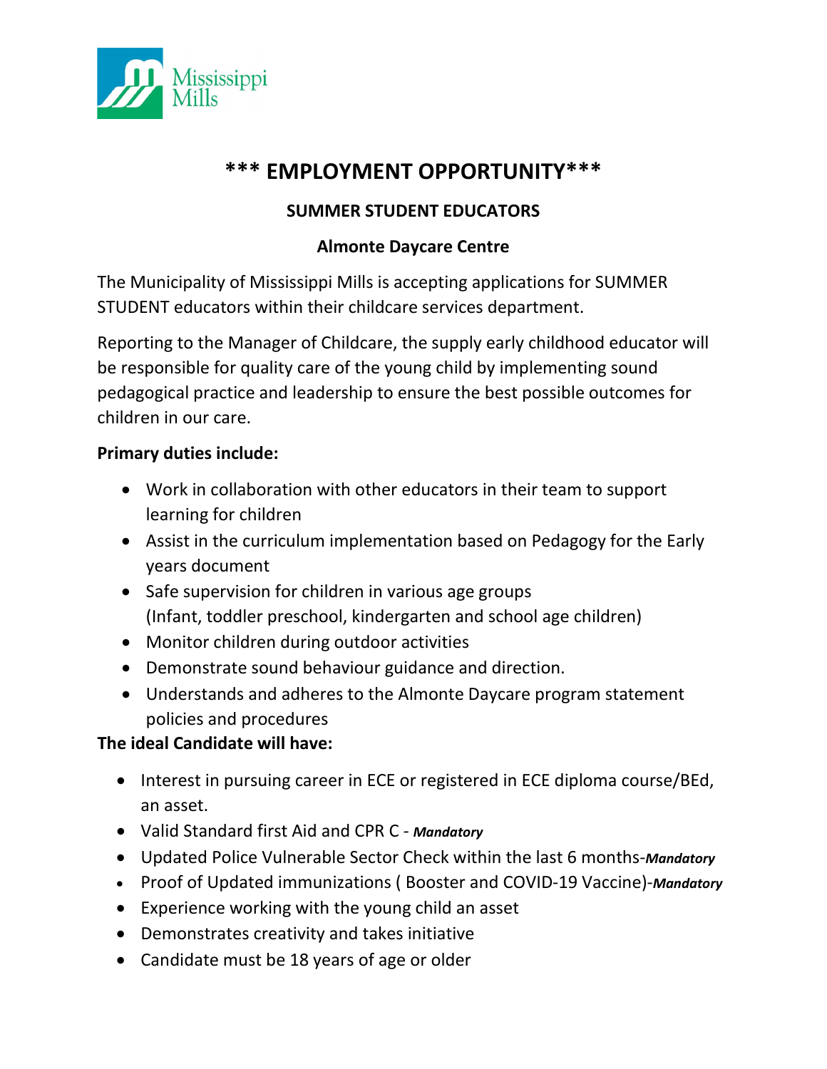Mississippi Mills

# *** EMPLOYMENT OPPORTUNITY***

## SUMMER STUDENT EDUCATORS

### Almonte Daycare Centre

The Municipality of Mississippi Mills is accepting applications for SUMMER STUDENT educators within their childcare services department.

Reporting to the Manager of Childcare, the supply early childhood educator will be responsible for quality care of the young child by implementing sound pedagogical practice and leadership to ensure the best possible outcomes for children in our care.

**Primary duties include:**

- Work in collaboration with other educators in their team to support learning for children
- Assist in the curriculum implementation based on Pedagogy for the Early years document
- Safe supervision for children in various age groups (Infant, toddler preschool, kindergarten and school age children)
- Monitor children during outdoor activities
- Demonstrate sound behaviour guidance and direction.
- Understands and adheres to the Almonte Daycare program statement policies and procedures

**The ideal Candidate will have:**

- Interest in pursuing career in ECE or registered in ECE diploma course/BEd, an asset.
- Valid Standard first Aid and CPR C - ***Mandatory***
- Updated Police Vulnerable Sector Check within the last 6 months-***Mandatory***
- Proof of Updated immunizations ( Booster and COVID-19 Vaccine)-***Mandatory***
- Experience working with the young child an asset
- Demonstrates creativity and takes initiative
- Candidate must be 18 years of age or older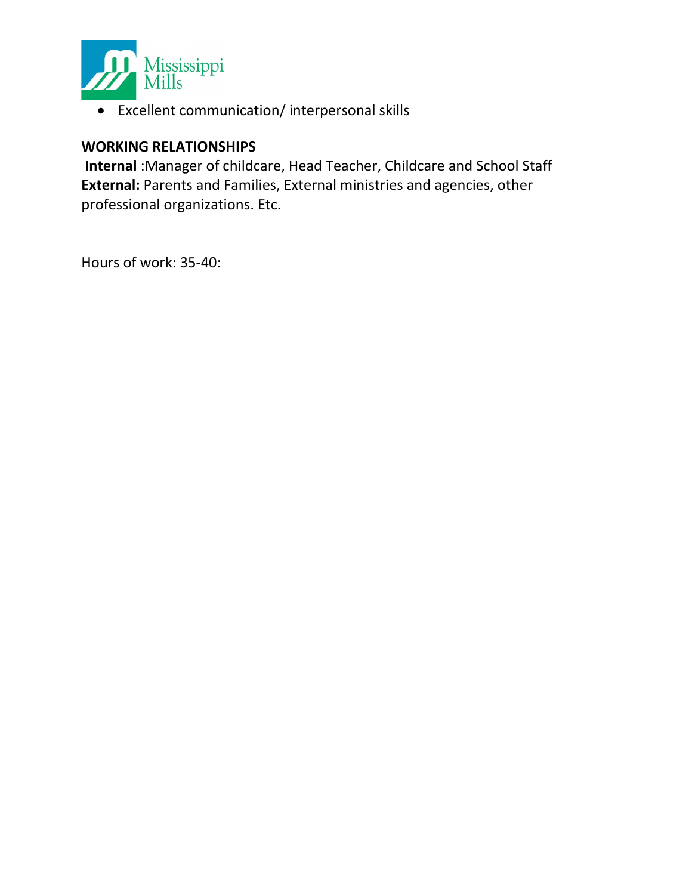- Excellent communication/ interpersonal skills

**WORKING RELATIONSHIPS**

**Internal** :Manager of childcare, Head Teacher, Childcare and School Staff
**External:** Parents and Families, External ministries and agencies, other professional organizations. Etc.

Hours of work: 35-40: